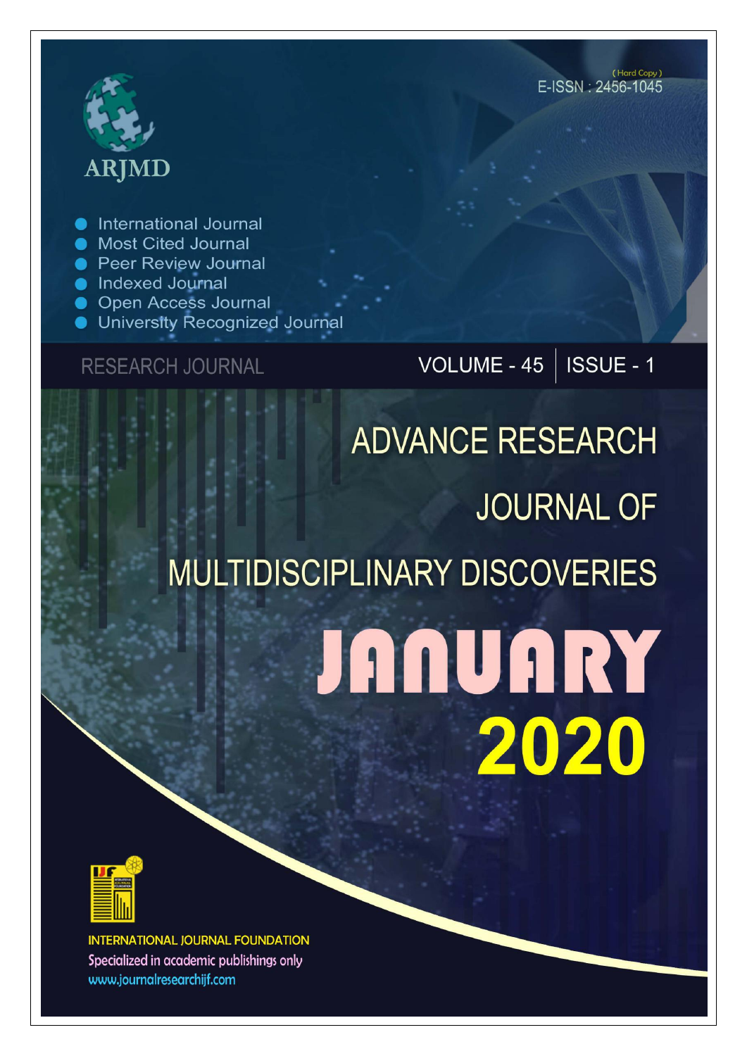ARJMD

(Hard Copy)
E-ISSN : 2456-1045

- International Journal
- Most Cited Journal
- Peer Review Journal
- Indexed Journal
- Open Access Journal
- University Recognized Journal

RESEARCH JOURNAL

VOLUME - 45 | ISSUE - 1

# ADVANCE RESEARCH JOURNAL OF MULTIDISCIPLINARY DISCOVERIES

# JANUARY 2020

INTERNATIONAL JOURNAL FOUNDATION
Specialized in academic publishings only
www.journalresearchijf.com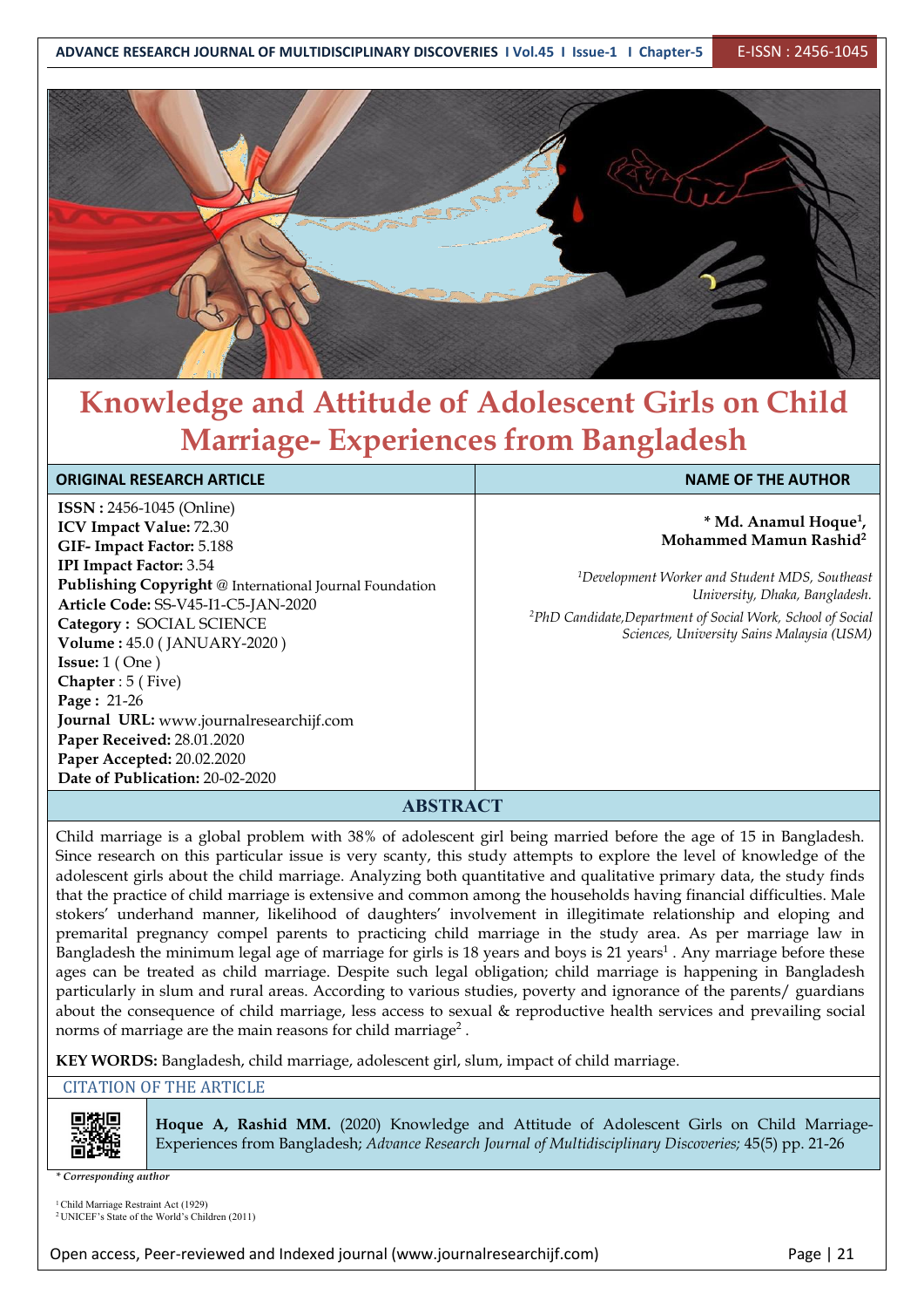# Knowledge and Attitude of Adolescent Girls on Child Marriage- Experiences from Bangladesh

| ORIGINAL RESEARCH ARTICLE | NAME OF THE AUTHOR |
| --- | --- |
| **ISSN :** 2456-1045 (Online)<br>**ICV Impact Value:** 72.30<br>**GIF- Impact Factor:** 5.188<br>**IPI Impact Factor:** 3.54<br>**Publishing Copyright** @ International Journal Foundation<br>**Article Code:** SS-V45-I1-C5-JAN-2020<br>**Category :** SOCIAL SCIENCE<br>**Volume :** 45.0 ( JANUARY-2020 )<br>**Issue:** 1 ( One )<br>**Chapter** : 5 ( Five)<br>**Page :** 21-26<br>**Journal URL:** www.journalresearchijf.com<br>**Paper Received:** 28.01.2020<br>**Paper Accepted:** 20.02.2020<br>**Date of Publication:** 20-02-2020 | **\* Md. Anamul Hoque[1], Mohammed Mamun Rashid[2]**<br><br>[1]*Development Worker and Student MDS, Southeast University, Dhaka, Bangladesh.*<br>[2]*PhD Candidate,Department of Social Work, School of Social Sciences, University Sains Malaysia (USM)* |

## ABSTRACT

Child marriage is a global problem with 38% of adolescent girl being married before the age of 15 in Bangladesh. Since research on this particular issue is very scanty, this study attempts to explore the level of knowledge of the adolescent girls about the child marriage. Analyzing both quantitative and qualitative primary data, the study finds that the practice of child marriage is extensive and common among the households having financial difficulties. Male stokers' underhand manner, likelihood of daughters' involvement in illegitimate relationship and eloping and premarital pregnancy compel parents to practicing child marriage in the study area. As per marriage law in Bangladesh the minimum legal age of marriage for girls is 18 years and boys is 21 years[1] . Any marriage before these ages can be treated as child marriage. Despite such legal obligation; child marriage is happening in Bangladesh particularly in slum and rural areas. According to various studies, poverty and ignorance of the parents/ guardians about the consequence of child marriage, less access to sexual & reproductive health services and prevailing social norms of marriage are the main reasons for child marriage[2] .

**KEY WORDS:** Bangladesh, child marriage, adolescent girl, slum, impact of child marriage.

CITATION OF THE ARTICLE

**Hoque A, Rashid MM.** (2020) Knowledge and Attitude of Adolescent Girls on Child Marriage-Experiences from Bangladesh; *Advance Research Journal of Multidisciplinary Discoveries;* 45(5) pp. 21-26

*\* Corresponding author*

[1] Child Marriage Restraint Act (1929)
[2] UNICEF's State of the World's Children (2011)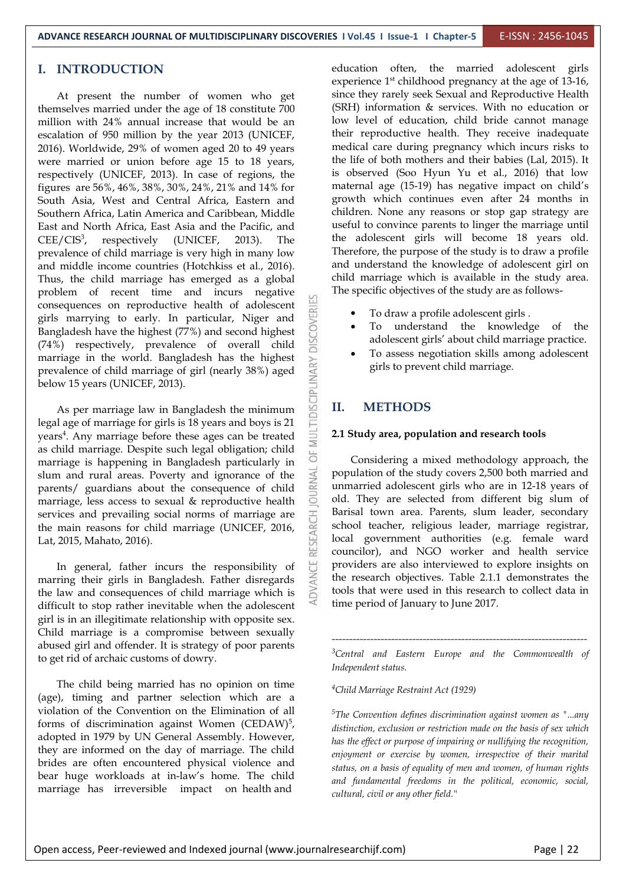# I. INTRODUCTION

At present the number of women who get themselves married under the age of 18 constitute 700 million with 24% annual increase that would be an escalation of 950 million by the year 2013 (UNICEF, 2016). Worldwide, 29% of women aged 20 to 49 years were married or union before age 15 to 18 years, respectively (UNICEF, 2013). In case of regions, the figures are 56%, 46%, 38%, 30%, 24%, 21% and 14% for South Asia, West and Central Africa, Eastern and Southern Africa, Latin America and Caribbean, Middle East and North Africa, East Asia and the Pacific, and CEE/CIS[3], respectively (UNICEF, 2013). The prevalence of child marriage is very high in many low and middle income countries (Hotchkiss et al., 2016). Thus, the child marriage has emerged as a global problem of recent time and incurs negative consequences on reproductive health of adolescent girls marrying to early. In particular, Niger and Bangladesh have the highest (77%) and second highest (74%) respectively, prevalence of overall child marriage in the world. Bangladesh has the highest prevalence of child marriage of girl (nearly 38%) aged below 15 years (UNICEF, 2013).

As per marriage law in Bangladesh the minimum legal age of marriage for girls is 18 years and boys is 21 years[4]. Any marriage before these ages can be treated as child marriage. Despite such legal obligation; child marriage is happening in Bangladesh particularly in slum and rural areas. Poverty and ignorance of the parents/ guardians about the consequence of child marriage, less access to sexual & reproductive health services and prevailing social norms of marriage are the main reasons for child marriage (UNICEF, 2016, Lat, 2015, Mahato, 2016).

In general, father incurs the responsibility of marring their girls in Bangladesh. Father disregards the law and consequences of child marriage which is difficult to stop rather inevitable when the adolescent girl is in an illegitimate relationship with opposite sex. Child marriage is a compromise between sexually abused girl and offender. It is strategy of poor parents to get rid of archaic customs of dowry.

The child being married has no opinion on time (age), timing and partner selection which are a violation of the Convention on the Elimination of all forms of discrimination against Women (CEDAW)[5], adopted in 1979 by UN General Assembly. However, they are informed on the day of marriage. The child brides are often encountered physical violence and bear huge workloads at in-law's home. The child marriage has irreversible impact on health and education often, the married adolescent girls experience 1st childhood pregnancy at the age of 13-16, since they rarely seek Sexual and Reproductive Health (SRH) information & services. With no education or low level of education, child bride cannot manage their reproductive health. They receive inadequate medical care during pregnancy which incurs risks to the life of both mothers and their babies (Lal, 2015). It is observed (Soo Hyun Yu et al., 2016) that low maternal age (15-19) has negative impact on child's growth which continues even after 24 months in children. None any reasons or stop gap strategy are useful to convince parents to linger the marriage until the adolescent girls will become 18 years old. Therefore, the purpose of the study is to draw a profile and understand the knowledge of adolescent girl on child marriage which is available in the study area. The specific objectives of the study are as follows-

- To draw a profile adolescent girls .
- To understand the knowledge of the adolescent girls' about child marriage practice.
- To assess negotiation skills among adolescent girls to prevent child marriage.

# II. METHODS

### 2.1 Study area, population and research tools

Considering a mixed methodology approach, the population of the study covers 2,500 both married and unmarried adolescent girls who are in 12-18 years of old. They are selected from different big slum of Barisal town area. Parents, slum leader, secondary school teacher, religious leader, marriage registrar, local government authorities (e.g. female ward councilor), and NGO worker and health service providers are also interviewed to explore insights on the research objectives. Table 2.1.1 demonstrates the tools that were used in this research to collect data in time period of January to June 2017.

---

[3] *Central and Eastern Europe and the Commonwealth of Independent status.*

[4] *Child Marriage Restraint Act (1929)*

[5] *The Convention defines discrimination against women as "...any distinction, exclusion or restriction made on the basis of sex which has the effect or purpose of impairing or nullifying the recognition, enjoyment or exercise by women, irrespective of their marital status, on a basis of equality of men and women, of human rights and fundamental freedoms in the political, economic, social, cultural, civil or any other field."*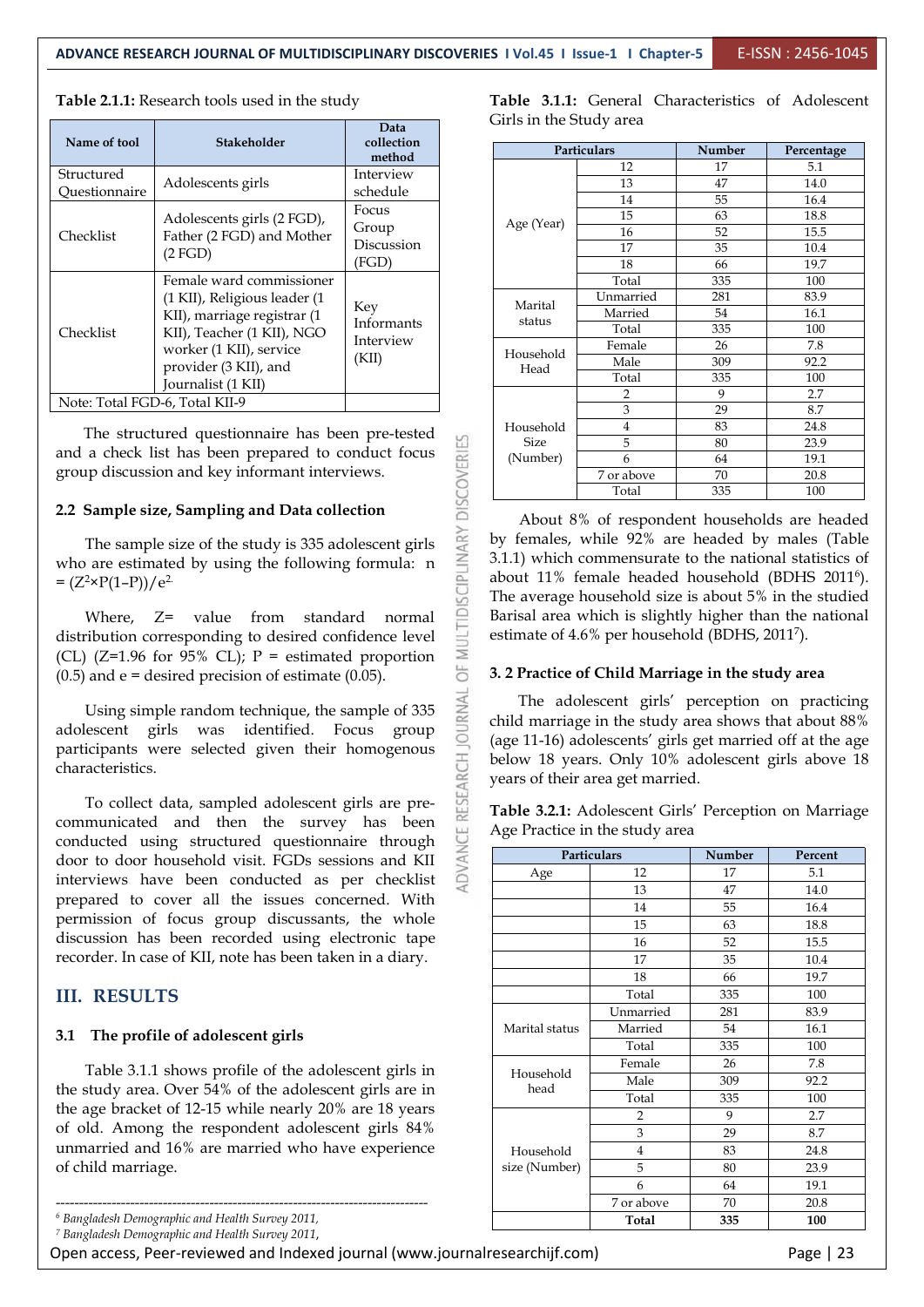**Table 2.1.1:** Research tools used in the study

| Name of tool | Stakeholder | Data collection method |
|---|---|---|
| Structured Questionnaire | Adolescents girls | Interview schedule |
| Checklist | Adolescents girls (2 FGD), Father (2 FGD) and Mother (2 FGD) | Focus Group Discussion (FGD) |
| Checklist | Female ward commissioner (1 KII), Religious leader (1 KII), marriage registrar (1 KII), Teacher (1 KII), NGO worker (1 KII), service provider (3 KII), and Journalist (1 KII) | Key Informants Interview (KII) |
| Note: Total FGD-6, Total KII-9 | | |

The structured questionnaire has been pre-tested and a check list has been prepared to conduct focus group discussion and key informant interviews.

### 2.2 Sample size, Sampling and Data collection

The sample size of the study is 335 adolescent girls who are estimated by using the following formula: $n = (Z^2 \times P(1-P))/e^2$.

Where, Z= value from standard normal distribution corresponding to desired confidence level (CL) (Z=1.96 for 95% CL); P = estimated proportion (0.5) and e = desired precision of estimate (0.05).

Using simple random technique, the sample of 335 adolescent girls was identified. Focus group participants were selected given their homogenous characteristics.

To collect data, sampled adolescent girls are pre-communicated and then the survey has been conducted using structured questionnaire through door to door household visit. FGDs sessions and KII interviews have been conducted as per checklist prepared to cover all the issues concerned. With permission of focus group discussants, the whole discussion has been recorded using electronic tape recorder. In case of KII, note has been taken in a diary.

## III. RESULTS

### 3.1 The profile of adolescent girls

Table 3.1.1 shows profile of the adolescent girls in the study area. Over 54% of the adolescent girls are in the age bracket of 12-15 while nearly 20% are 18 years of old. Among the respondent adolescent girls 84% unmarried and 16% are married who have experience of child marriage.

**Table 3.1.1:** General Characteristics of Adolescent Girls in the Study area

| Particulars | | Number | Percentage |
|---|---|---|---|
| Age (Year) | 12 | 17 | 5.1 |
| | 13 | 47 | 14.0 |
| | 14 | 55 | 16.4 |
| | 15 | 63 | 18.8 |
| | 16 | 52 | 15.5 |
| | 17 | 35 | 10.4 |
| | 18 | 66 | 19.7 |
| | Total | 335 | 100 |
| Marital status | Unmarried | 281 | 83.9 |
| | Married | 54 | 16.1 |
| | Total | 335 | 100 |
| Household Head | Female | 26 | 7.8 |
| | Male | 309 | 92.2 |
| | Total | 335 | 100 |
| Household Size (Number) | 2 | 9 | 2.7 |
| | 3 | 29 | 8.7 |
| | 4 | 83 | 24.8 |
| | 5 | 80 | 23.9 |
| | 6 | 64 | 19.1 |
| | 7 or above | 70 | 20.8 |
| | Total | 335 | 100 |

About 8% of respondent households are headed by females, while 92% are headed by males (Table 3.1.1) which commensurate to the national statistics of about 11% female headed household (BDHS 2011[6]). The average household size is about 5% in the studied Barisal area which is slightly higher than the national estimate of 4.6% per household (BDHS, 2011[7]).

### 3. 2 Practice of Child Marriage in the study area

The adolescent girls' perception on practicing child marriage in the study area shows that about 88% (age 11-16) adolescents' girls get married off at the age below 18 years. Only 10% adolescent girls above 18 years of their area get married.

**Table 3.2.1:** Adolescent Girls' Perception on Marriage Age Practice in the study area

| Particulars | | Number | Percent |
|---|---|---|---|
| Age | 12 | 17 | 5.1 |
| | 13 | 47 | 14.0 |
| | 14 | 55 | 16.4 |
| | 15 | 63 | 18.8 |
| | 16 | 52 | 15.5 |
| | 17 | 35 | 10.4 |
| | 18 | 66 | 19.7 |
| | Total | 335 | 100 |
| Marital status | Unmarried | 281 | 83.9 |
| | Married | 54 | 16.1 |
| | Total | 335 | 100 |
| Household head | Female | 26 | 7.8 |
| | Male | 309 | 92.2 |
| | Total | 335 | 100 |
| Household size (Number) | 2 | 9 | 2.7 |
| | 3 | 29 | 8.7 |
| | 4 | 83 | 24.8 |
| | 5 | 80 | 23.9 |
| | 6 | 64 | 19.1 |
| | 7 or above | 70 | 20.8 |
| | **Total** | **335** | **100** |

---

[6] *Bangladesh Demographic and Health Survey 2011,*
[7] *Bangladesh Demographic and Health Survey 2011,*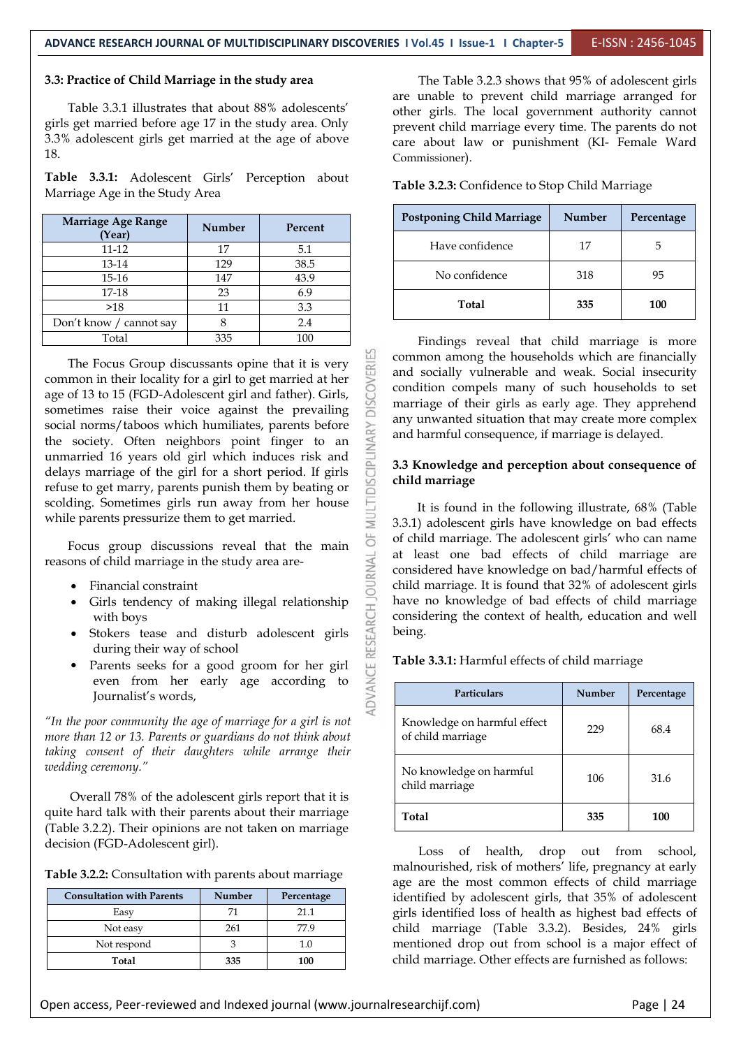### 3.3: Practice of Child Marriage in the study area

Table 3.3.1 illustrates that about 88% adolescents' girls get married before age 17 in the study area. Only 3.3% adolescent girls get married at the age of above 18.

**Table 3.3.1:** Adolescent Girls' Perception about Marriage Age in the Study Area

| Marriage Age Range (Year) | Number | Percent |
|---|---|---|
| 11-12 | 17 | 5.1 |
| 13-14 | 129 | 38.5 |
| 15-16 | 147 | 43.9 |
| 17-18 | 23 | 6.9 |
| >18 | 11 | 3.3 |
| Don't know / cannot say | 8 | 2.4 |
| Total | 335 | 100 |

The Focus Group discussants opine that it is very common in their locality for a girl to get married at her age of 13 to 15 (FGD-Adolescent girl and father). Girls, sometimes raise their voice against the prevailing social norms/taboos which humiliates, parents before the society. Often neighbors point finger to an unmarried 16 years old girl which induces risk and delays marriage of the girl for a short period. If girls refuse to get marry, parents punish them by beating or scolding. Sometimes girls run away from her house while parents pressurize them to get married.

Focus group discussions reveal that the main reasons of child marriage in the study area are-

- Financial constraint
- Girls tendency of making illegal relationship with boys
- Stokers tease and disturb adolescent girls during their way of school
- Parents seeks for a good groom for her girl even from her early age according to Journalist's words,

*"In the poor community the age of marriage for a girl is not more than 12 or 13. Parents or guardians do not think about taking consent of their daughters while arrange their wedding ceremony."*

Overall 78% of the adolescent girls report that it is quite hard talk with their parents about their marriage (Table 3.2.2). Their opinions are not taken on marriage decision (FGD-Adolescent girl).

**Table 3.2.2:** Consultation with parents about marriage

| Consultation with Parents | Number | Percentage |
|---|---|---|
| Easy | 71 | 21.1 |
| Not easy | 261 | 77.9 |
| Not respond | 3 | 1.0 |
| **Total** | **335** | **100** |

The Table 3.2.3 shows that 95% of adolescent girls are unable to prevent child marriage arranged for other girls. The local government authority cannot prevent child marriage every time. The parents do not care about law or punishment (KI- Female Ward Commissioner).

**Table 3.2.3:** Confidence to Stop Child Marriage

| Postponing Child Marriage | Number | Percentage |
|---|---|---|
| Have confidence | 17 | 5 |
| No confidence | 318 | 95 |
| **Total** | **335** | **100** |

Findings reveal that child marriage is more common among the households which are financially and socially vulnerable and weak. Social insecurity condition compels many of such households to set marriage of their girls as early age. They apprehend any unwanted situation that may create more complex and harmful consequence, if marriage is delayed.

### 3.3 Knowledge and perception about consequence of child marriage

It is found in the following illustrate, 68% (Table 3.3.1) adolescent girls have knowledge on bad effects of child marriage. The adolescent girls' who can name at least one bad effects of child marriage are considered have knowledge on bad/harmful effects of child marriage. It is found that 32% of adolescent girls have no knowledge of bad effects of child marriage considering the context of health, education and well being.

**Table 3.3.1:** Harmful effects of child marriage

| Particulars | Number | Percentage |
|---|---|---|
| Knowledge on harmful effect of child marriage | 229 | 68.4 |
| No knowledge on harmful child marriage | 106 | 31.6 |
| **Total** | **335** | **100** |

Loss of health, drop out from school, malnourished, risk of mothers' life, pregnancy at early age are the most common effects of child marriage identified by adolescent girls, that 35% of adolescent girls identified loss of health as highest bad effects of child marriage (Table 3.3.2). Besides, 24% girls mentioned drop out from school is a major effect of child marriage. Other effects are furnished as follows: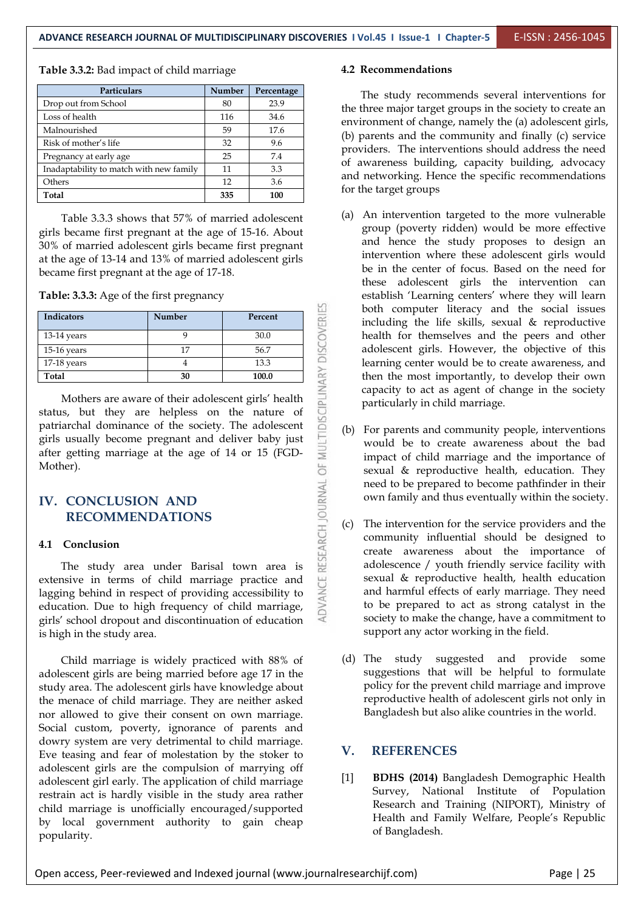**Table 3.3.2:** Bad impact of child marriage

| Particulars | Number | Percentage |
|---|---|---|
| Drop out from School | 80 | 23.9 |
| Loss of health | 116 | 34.6 |
| Malnourished | 59 | 17.6 |
| Risk of mother's life | 32 | 9.6 |
| Pregnancy at early age | 25 | 7.4 |
| Inadaptability to match with new family | 11 | 3.3 |
| Others | 12 | 3.6 |
| **Total** | **335** | **100** |

Table 3.3.3 shows that 57% of married adolescent girls became first pregnant at the age of 15-16. About 30% of married adolescent girls became first pregnant at the age of 13-14 and 13% of married adolescent girls became first pregnant at the age of 17-18.

**Table: 3.3.3:** Age of the first pregnancy

| Indicators | Number | Percent |
|---|---|---|
| 13-14 years | 9 | 30.0 |
| 15-16 years | 17 | 56.7 |
| 17-18 years | 4 | 13.3 |
| **Total** | **30** | **100.0** |

Mothers are aware of their adolescent girls' health status, but they are helpless on the nature of patriarchal dominance of the society. The adolescent girls usually become pregnant and deliver baby just after getting marriage at the age of 14 or 15 (FGD-Mother).

# IV. CONCLUSION AND RECOMMENDATIONS

## 4.1 Conclusion

The study area under Barisal town area is extensive in terms of child marriage practice and lagging behind in respect of providing accessibility to education. Due to high frequency of child marriage, girls' school dropout and discontinuation of education is high in the study area.

Child marriage is widely practiced with 88% of adolescent girls are being married before age 17 in the study area. The adolescent girls have knowledge about the menace of child marriage. They are neither asked nor allowed to give their consent on own marriage. Social custom, poverty, ignorance of parents and dowry system are very detrimental to child marriage. Eve teasing and fear of molestation by the stoker to adolescent girls are the compulsion of marrying off adolescent girl early. The application of child marriage restrain act is hardly visible in the study area rather child marriage is unofficially encouraged/supported by local government authority to gain cheap popularity.

## 4.2 Recommendations

The study recommends several interventions for the three major target groups in the society to create an environment of change, namely the (a) adolescent girls, (b) parents and the community and finally (c) service providers. The interventions should address the need of awareness building, capacity building, advocacy and networking. Hence the specific recommendations for the target groups

(a) An intervention targeted to the more vulnerable group (poverty ridden) would be more effective and hence the study proposes to design an intervention where these adolescent girls would be in the center of focus. Based on the need for these adolescent girls the intervention can establish 'Learning centers' where they will learn both computer literacy and the social issues including the life skills, sexual & reproductive health for themselves and the peers and other adolescent girls. However, the objective of this learning center would be to create awareness, and then the most importantly, to develop their own capacity to act as agent of change in the society particularly in child marriage.

(b) For parents and community people, interventions would be to create awareness about the bad impact of child marriage and the importance of sexual & reproductive health, education. They need to be prepared to become pathfinder in their own family and thus eventually within the society.

(c) The intervention for the service providers and the community influential should be designed to create awareness about the importance of adolescence / youth friendly service facility with sexual & reproductive health, health education and harmful effects of early marriage. They need to be prepared to act as strong catalyst in the society to make the change, have a commitment to support any actor working in the field.

(d) The study suggested and provide some suggestions that will be helpful to formulate policy for the prevent child marriage and improve reproductive health of adolescent girls not only in Bangladesh but also alike countries in the world.

# V. REFERENCES

[1] **BDHS (2014)** Bangladesh Demographic Health Survey, National Institute of Population Research and Training (NIPORT), Ministry of Health and Family Welfare, People's Republic of Bangladesh.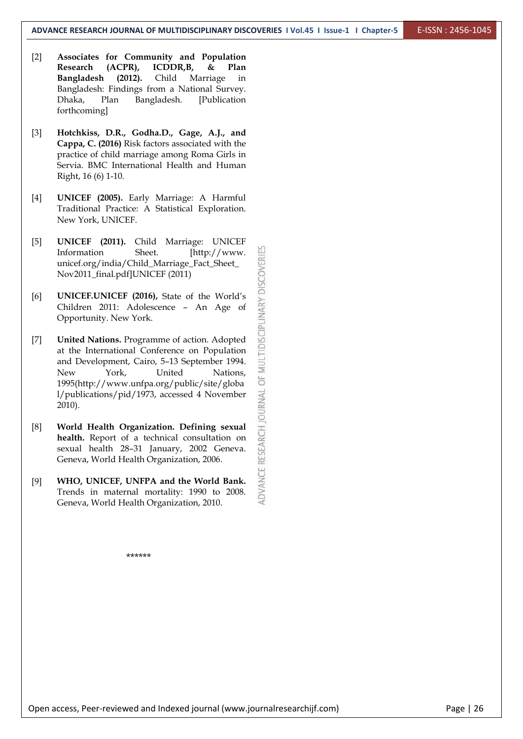[2] **Associates for Community and Population Research (ACPR), ICDDR,B, & Plan Bangladesh (2012).** Child Marriage in Bangladesh: Findings from a National Survey. Dhaka, Plan Bangladesh. [Publication forthcoming]

[3] **Hotchkiss, D.R., Godha.D., Gage, A.J., and Cappa, C. (2016)** Risk factors associated with the practice of child marriage among Roma Girls in Servia. BMC International Health and Human Right, 16 (6) 1-10.

[4] **UNICEF (2005).** Early Marriage: A Harmful Traditional Practice: A Statistical Exploration. New York, UNICEF.

[5] **UNICEF (2011).** Child Marriage: UNICEF Information Sheet. [http://www.unicef.org/india/Child_Marriage_Fact_Sheet_Nov2011_final.pdf]UNICEF (2011)

[6] **UNICEF.UNICEF (2016),** State of the World's Children 2011: Adolescence – An Age of Opportunity. New York.

[7] **United Nations.** Programme of action. Adopted at the International Conference on Population and Development, Cairo, 5–13 September 1994. New York, United Nations, 1995(http://www.unfpa.org/public/site/global/publications/pid/1973, accessed 4 November 2010).

[8] **World Health Organization. Defining sexual health.** Report of a technical consultation on sexual health 28–31 January, 2002 Geneva. Geneva, World Health Organization, 2006.

[9] **WHO, UNICEF, UNFPA and the World Bank.** Trends in maternal mortality: 1990 to 2008. Geneva, World Health Organization, 2010.

******